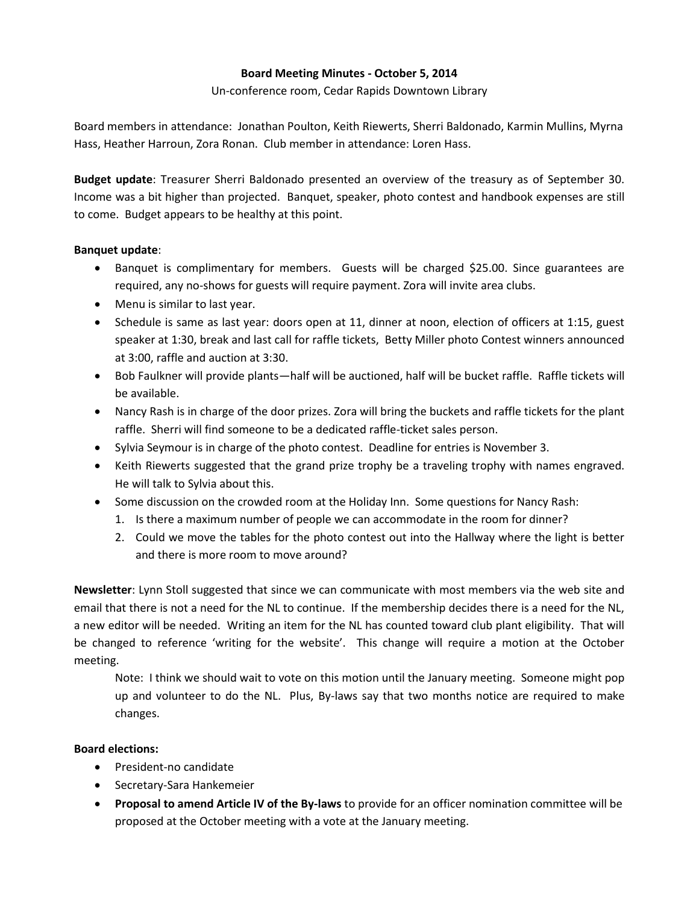**Board Meeting Minutes - October 5, 2014**

Un-conference room, Cedar Rapids Downtown Library

Board members in attendance: Jonathan Poulton, Keith Riewerts, Sherri Baldonado, Karmin Mullins, Myrna Hass, Heather Harroun, Zora Ronan. Club member in attendance: Loren Hass.

**Budget update**: Treasurer Sherri Baldonado presented an overview of the treasury as of September 30. Income was a bit higher than projected. Banquet, speaker, photo contest and handbook expenses are still to come. Budget appears to be healthy at this point.

**Banquet update**:

- Banquet is complimentary for members. Guests will be charged $25.00. Since guarantees are required, any no-shows for guests will require payment. Zora will invite area clubs.
- Menu is similar to last year.
- Schedule is same as last year: doors open at 11, dinner at noon, election of officers at 1:15, guest speaker at 1:30, break and last call for raffle tickets, Betty Miller photo Contest winners announced at 3:00, raffle and auction at 3:30.
- Bob Faulkner will provide plants—half will be auctioned, half will be bucket raffle. Raffle tickets will be available.
- Nancy Rash is in charge of the door prizes. Zora will bring the buckets and raffle tickets for the plant raffle. Sherri will find someone to be a dedicated raffle-ticket sales person.
- Sylvia Seymour is in charge of the photo contest. Deadline for entries is November 3.
- Keith Riewerts suggested that the grand prize trophy be a traveling trophy with names engraved. He will talk to Sylvia about this.
- Some discussion on the crowded room at the Holiday Inn. Some questions for Nancy Rash:
  1. Is there a maximum number of people we can accommodate in the room for dinner?
  2. Could we move the tables for the photo contest out into the Hallway where the light is better and there is more room to move around?

**Newsletter**: Lynn Stoll suggested that since we can communicate with most members via the web site and email that there is not a need for the NL to continue. If the membership decides there is a need for the NL, a new editor will be needed. Writing an item for the NL has counted toward club plant eligibility. That will be changed to reference 'writing for the website'. This change will require a motion at the October meeting.

> Note: I think we should wait to vote on this motion until the January meeting. Someone might pop up and volunteer to do the NL. Plus, By-laws say that two months notice are required to make changes.

**Board elections:**

- President-no candidate
- Secretary-Sara Hankemeier
- **Proposal to amend Article IV of the By-laws** to provide for an officer nomination committee will be proposed at the October meeting with a vote at the January meeting.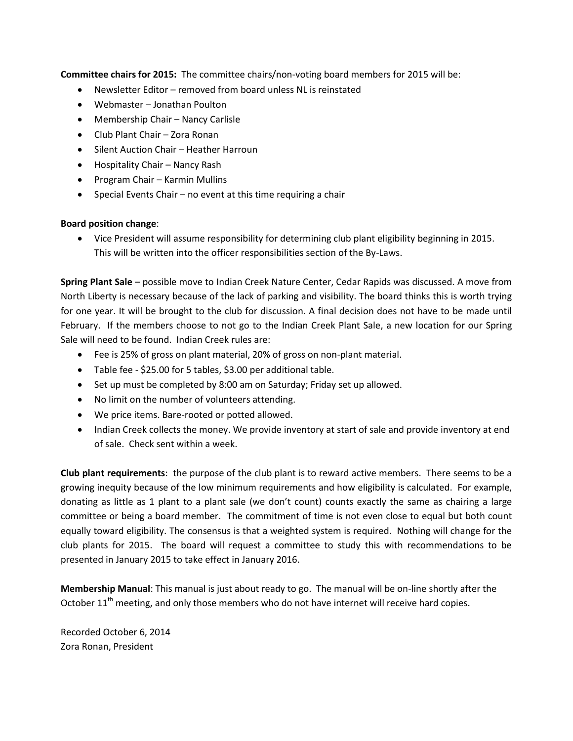**Committee chairs for 2015:** The committee chairs/non-voting board members for 2015 will be:

- Newsletter Editor – removed from board unless NL is reinstated
- Webmaster – Jonathan Poulton
- Membership Chair – Nancy Carlisle
- Club Plant Chair – Zora Ronan
- Silent Auction Chair – Heather Harroun
- Hospitality Chair – Nancy Rash
- Program Chair – Karmin Mullins
- Special Events Chair – no event at this time requiring a chair

**Board position change**:

- Vice President will assume responsibility for determining club plant eligibility beginning in 2015. This will be written into the officer responsibilities section of the By-Laws.

**Spring Plant Sale** – possible move to Indian Creek Nature Center, Cedar Rapids was discussed. A move from North Liberty is necessary because of the lack of parking and visibility. The board thinks this is worth trying for one year. It will be brought to the club for discussion. A final decision does not have to be made until February. If the members choose to not go to the Indian Creek Plant Sale, a new location for our Spring Sale will need to be found. Indian Creek rules are:

- Fee is 25% of gross on plant material, 20% of gross on non-plant material.
- Table fee - $25.00 for 5 tables, $3.00 per additional table.
- Set up must be completed by 8:00 am on Saturday; Friday set up allowed.
- No limit on the number of volunteers attending.
- We price items. Bare-rooted or potted allowed.
- Indian Creek collects the money. We provide inventory at start of sale and provide inventory at end of sale. Check sent within a week.

**Club plant requirements**: the purpose of the club plant is to reward active members. There seems to be a growing inequity because of the low minimum requirements and how eligibility is calculated. For example, donating as little as 1 plant to a plant sale (we don't count) counts exactly the same as chairing a large committee or being a board member. The commitment of time is not even close to equal but both count equally toward eligibility. The consensus is that a weighted system is required. Nothing will change for the club plants for 2015. The board will request a committee to study this with recommendations to be presented in January 2015 to take effect in January 2016.

**Membership Manual**: This manual is just about ready to go. The manual will be on-line shortly after the October 11th meeting, and only those members who do not have internet will receive hard copies.

Recorded October 6, 2014
Zora Ronan, President